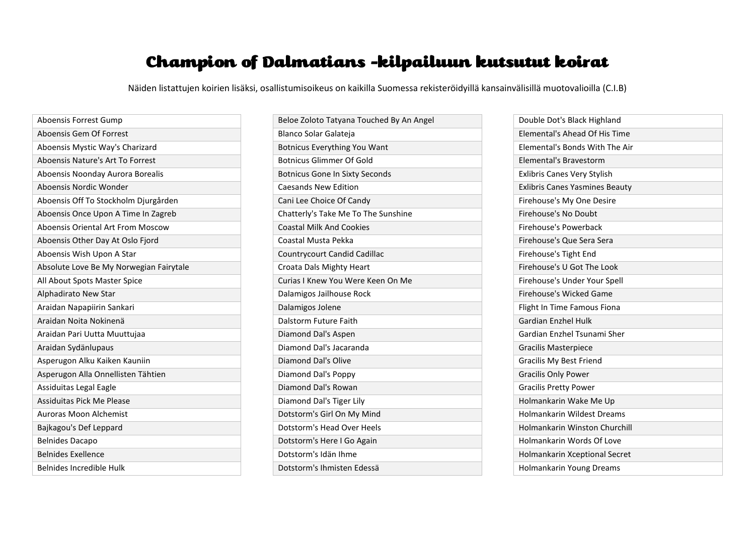# Champion of Dalmatians -kilpailuun kutsutut koirat

Näiden listattujen koirien lisäksi, osallistumisoikeus on kaikilla Suomessa rekisteröidyillä kansainvälisillä muotovalioilla (C.I.B)

| |
|---|
| Aboensis Forrest Gump |
| Aboensis Gem Of Forrest |
| Aboensis Mystic Way's Charizard |
| Aboensis Nature's Art To Forrest |
| Aboensis Noonday Aurora Borealis |
| Aboensis Nordic Wonder |
| Aboensis Off To Stockholm Djurgården |
| Aboensis Once Upon A Time In Zagreb |
| Aboensis Oriental Art From Moscow |
| Aboensis Other Day At Oslo Fjord |
| Aboensis Wish Upon A Star |
| Absolute Love Be My Norwegian Fairytale |
| All About Spots Master Spice |
| Alphadirato New Star |
| Araidan Napapiirin Sankari |
| Araidan Noita Nokinenä |
| Araidan Pari Uutta Muuttujaa |
| Araidan Sydänlupaus |
| Asperugon Alku Kaiken Kauniin |
| Asperugon Alla Onnellisten Tähtien |
| Assiduitas Legal Eagle |
| Assiduitas Pick Me Please |
| Auroras Moon Alchemist |
| Bajkagou's Def Leppard |
| Belnides Dacapo |
| Belnides Exellence |
| Belnides Incredible Hulk |

| |
|---|
| Beloe Zoloto Tatyana Touched By An Angel |
| Blanco Solar Galateja |
| Botnicus Everything You Want |
| Botnicus Glimmer Of Gold |
| Botnicus Gone In Sixty Seconds |
| Caesands New Edition |
| Cani Lee Choice Of Candy |
| Chatterly's Take Me To The Sunshine |
| Coastal Milk And Cookies |
| Coastal Musta Pekka |
| Countrycourt Candid Cadillac |
| Croata Dals Mighty Heart |
| Curias I Knew You Were Keen On Me |
| Dalamigos Jailhouse Rock |
| Dalamigos Jolene |
| Dalstorm Future Faith |
| Diamond Dal's Aspen |
| Diamond Dal's Jacaranda |
| Diamond Dal's Olive |
| Diamond Dal's Poppy |
| Diamond Dal's Rowan |
| Diamond Dal's Tiger Lily |
| Dotstorm's Girl On My Mind |
| Dotstorm's Head Over Heels |
| Dotstorm's Here I Go Again |
| Dotstorm's Idän Ihme |
| Dotstorm's Ihmisten Edessä |

| |
|---|
| Double Dot's Black Highland |
| Elemental's Ahead Of His Time |
| Elemental's Bonds With The Air |
| Elemental's Bravestorm |
| Exlibris Canes Very Stylish |
| Exlibris Canes Yasmines Beauty |
| Firehouse's My One Desire |
| Firehouse's No Doubt |
| Firehouse's Powerback |
| Firehouse's Que Sera Sera |
| Firehouse's Tight End |
| Firehouse's U Got The Look |
| Firehouse's Under Your Spell |
| Firehouse's Wicked Game |
| Flight In Time Famous Fiona |
| Gardian Enzhel Hulk |
| Gardian Enzhel Tsunami Sher |
| Gracilis Masterpiece |
| Gracilis My Best Friend |
| Gracilis Only Power |
| Gracilis Pretty Power |
| Holmankarin Wake Me Up |
| Holmankarin Wildest Dreams |
| Holmankarin Winston Churchill |
| Holmankarin Words Of Love |
| Holmankarin Xceptional Secret |
| Holmankarin Young Dreams |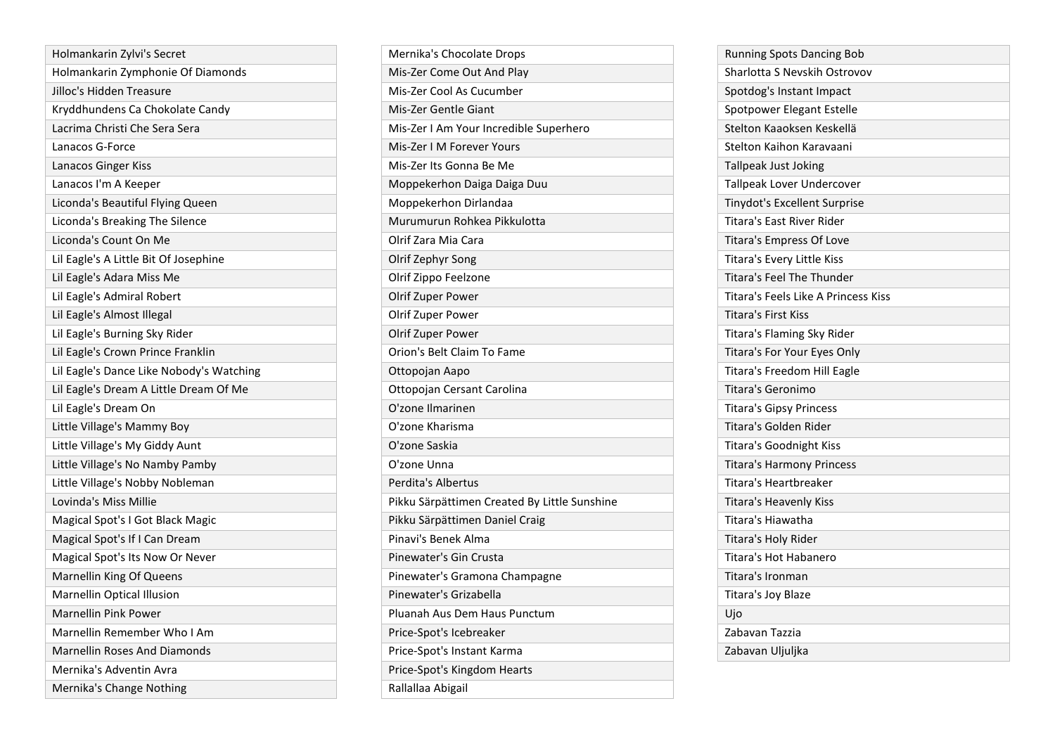| |
|---|
| Holmankarin Zylvi's Secret |
| Holmankarin Zymphonie Of Diamonds |
| Jilloc's Hidden Treasure |
| Kryddhundens Ca Chokolate Candy |
| Lacrima Christi Che Sera Sera |
| Lanacos G-Force |
| Lanacos Ginger Kiss |
| Lanacos I'm A Keeper |
| Liconda's Beautiful Flying Queen |
| Liconda's Breaking The Silence |
| Liconda's Count On Me |
| Lil Eagle's A Little Bit Of Josephine |
| Lil Eagle's Adara Miss Me |
| Lil Eagle's Admiral Robert |
| Lil Eagle's Almost Illegal |
| Lil Eagle's Burning Sky Rider |
| Lil Eagle's Crown Prince Franklin |
| Lil Eagle's Dance Like Nobody's Watching |
| Lil Eagle's Dream A Little Dream Of Me |
| Lil Eagle's Dream On |
| Little Village's Mammy Boy |
| Little Village's My Giddy Aunt |
| Little Village's No Namby Pamby |
| Little Village's Nobby Nobleman |
| Lovinda's Miss Millie |
| Magical Spot's I Got Black Magic |
| Magical Spot's If I Can Dream |
| Magical Spot's Its Now Or Never |
| Marnellin King Of Queens |
| Marnellin Optical Illusion |
| Marnellin Pink Power |
| Marnellin Remember Who I Am |
| Marnellin Roses And Diamonds |
| Mernika's Adventin Avra |
| Mernika's Change Nothing |

| |
|---|
| Mernika's Chocolate Drops |
| Mis-Zer Come Out And Play |
| Mis-Zer Cool As Cucumber |
| Mis-Zer Gentle Giant |
| Mis-Zer I Am Your Incredible Superhero |
| Mis-Zer I M Forever Yours |
| Mis-Zer Its Gonna Be Me |
| Moppekerhon Daiga Daiga Duu |
| Moppekerhon Dirlandaa |
| Murumurun Rohkea Pikkulotta |
| Olrif Zara Mia Cara |
| Olrif Zephyr Song |
| Olrif Zippo Feelzone |
| Olrif Zuper Power |
| Olrif Zuper Power |
| Olrif Zuper Power |
| Orion's Belt Claim To Fame |
| Ottopojan Aapo |
| Ottopojan Cersant Carolina |
| O'zone Ilmarinen |
| O'zone Kharisma |
| O'zone Saskia |
| O'zone Unna |
| Perdita's Albertus |
| Pikku Särpättimen Created By Little Sunshine |
| Pikku Särpättimen Daniel Craig |
| Pinavi's Benek Alma |
| Pinewater's Gin Crusta |
| Pinewater's Gramona Champagne |
| Pinewater's Grizabella |
| Pluanah Aus Dem Haus Punctum |
| Price-Spot's Icebreaker |
| Price-Spot's Instant Karma |
| Price-Spot's Kingdom Hearts |
| Rallallaa Abigail |

| |
|---|
| Running Spots Dancing Bob |
| Sharlotta S Nevskih Ostrovov |
| Spotdog's Instant Impact |
| Spotpower Elegant Estelle |
| Stelton Kaaoksen Keskellä |
| Stelton Kaihon Karavaani |
| Tallpeak Just Joking |
| Tallpeak Lover Undercover |
| Tinydot's Excellent Surprise |
| Titara's East River Rider |
| Titara's Empress Of Love |
| Titara's Every Little Kiss |
| Titara's Feel The Thunder |
| Titara's Feels Like A Princess Kiss |
| Titara's First Kiss |
| Titara's Flaming Sky Rider |
| Titara's For Your Eyes Only |
| Titara's Freedom Hill Eagle |
| Titara's Geronimo |
| Titara's Gipsy Princess |
| Titara's Golden Rider |
| Titara's Goodnight Kiss |
| Titara's Harmony Princess |
| Titara's Heartbreaker |
| Titara's Heavenly Kiss |
| Titara's Hiawatha |
| Titara's Holy Rider |
| Titara's Hot Habanero |
| Titara's Ironman |
| Titara's Joy Blaze |
| Ujo |
| Zabavan Tazzia |
| Zabavan Uljuljka |